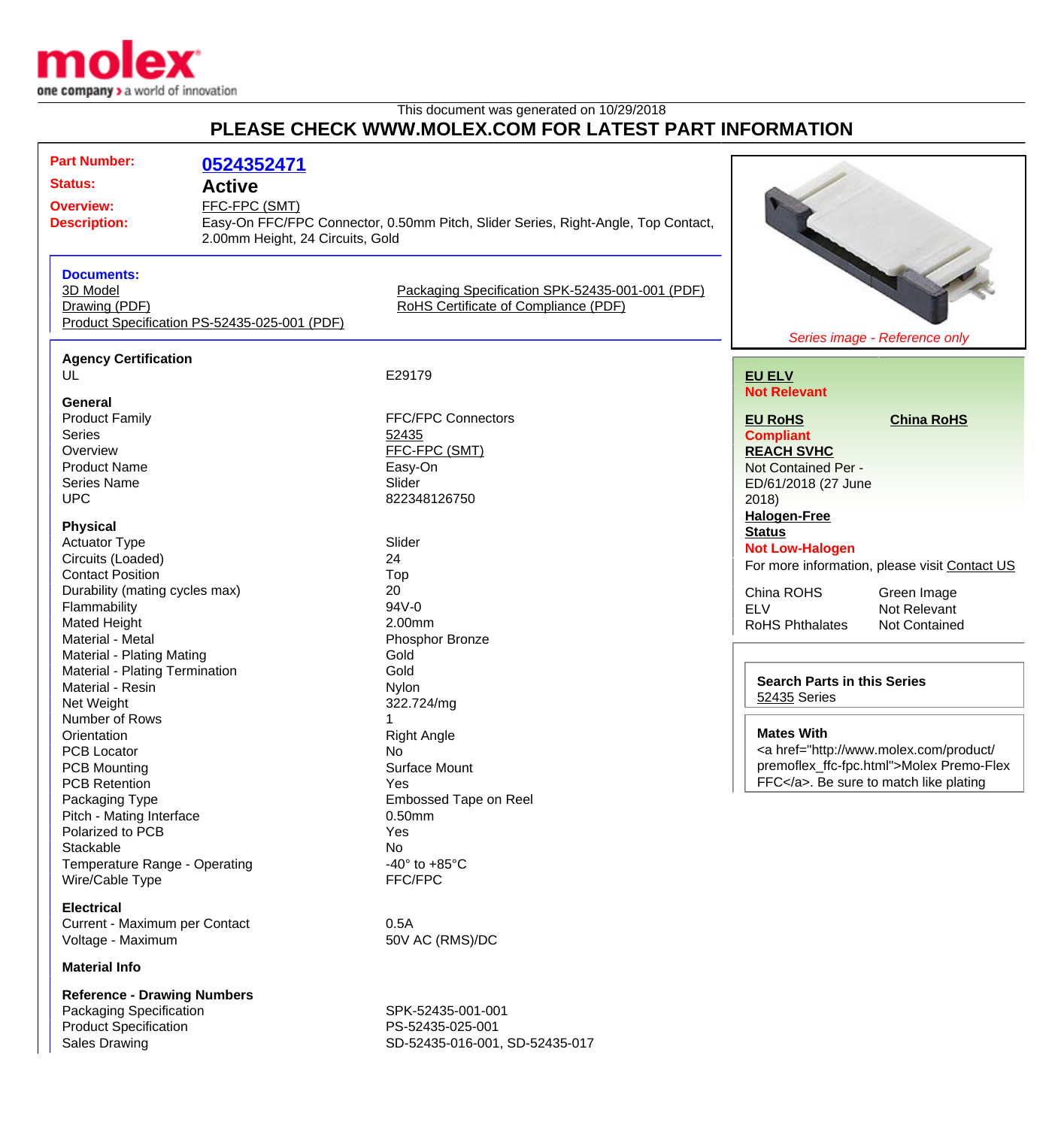molex
one company > a world of innovation

This document was generated on 10/29/2018

# PLEASE CHECK WWW.MOLEX.COM FOR LATEST PART INFORMATION

**Part Number:** 0524352471
**Status:** Active
**Overview:** FFC-FPC (SMT)
**Description:** Easy-On FFC/FPC Connector, 0.50mm Pitch, Slider Series, Right-Angle, Top Contact, 2.00mm Height, 24 Circuits, Gold

**Documents:**
3D Model
Drawing (PDF)
Product Specification PS-52435-025-001 (PDF)
Packaging Specification SPK-52435-001-001 (PDF)
RoHS Certificate of Compliance (PDF)

*Series image - Reference only*

**Agency Certification**

| | |
|---|---|
| UL | E29179 |

**General**

| | |
|---|---|
| Product Family | FFC/FPC Connectors |
| Series | 52435 |
| Overview | FFC-FPC (SMT) |
| Product Name | Easy-On |
| Series Name | Slider |
| UPC | 822348126750 |

**Physical**

| | |
|---|---|
| Actuator Type | Slider |
| Circuits (Loaded) | 24 |
| Contact Position | Top |
| Durability (mating cycles max) | 20 |
| Flammability | 94V-0 |
| Mated Height | 2.00mm |
| Material - Metal | Phosphor Bronze |
| Material - Plating Mating | Gold |
| Material - Plating Termination | Gold |
| Material - Resin | Nylon |
| Net Weight | 322.724/mg |
| Number of Rows | 1 |
| Orientation | Right Angle |
| PCB Locator | No |
| PCB Mounting | Surface Mount |
| PCB Retention | Yes |
| Packaging Type | Embossed Tape on Reel |
| Pitch - Mating Interface | 0.50mm |
| Polarized to PCB | Yes |
| Stackable | No |
| Temperature Range - Operating | -40° to +85°C |
| Wire/Cable Type | FFC/FPC |

**Electrical**

| | |
|---|---|
| Current - Maximum per Contact | 0.5A |
| Voltage - Maximum | 50V AC (RMS)/DC |

**Material Info**

**Reference - Drawing Numbers**

| | |
|---|---|
| Packaging Specification | SPK-52435-001-001 |
| Product Specification | PS-52435-025-001 |
| Sales Drawing | SD-52435-016-001, SD-52435-017 |

**EU ELV**
Not Relevant

**EU RoHS**
Compliant

**China RoHS**

**REACH SVHC**
Not Contained Per - ED/61/2018 (27 June 2018)

**Halogen-Free Status**
Not Low-Halogen

For more information, please visit Contact US

| | |
|---|---|
| China ROHS | Green Image |
| ELV | Not Relevant |
| RoHS Phthalates | Not Contained |

**Search Parts in this Series**
52435 Series

**Mates With**
<a href="http://www.molex.com/product/premoflex_ffc-fpc.html">Molex Premo-Flex FFC</a>. Be sure to match like plating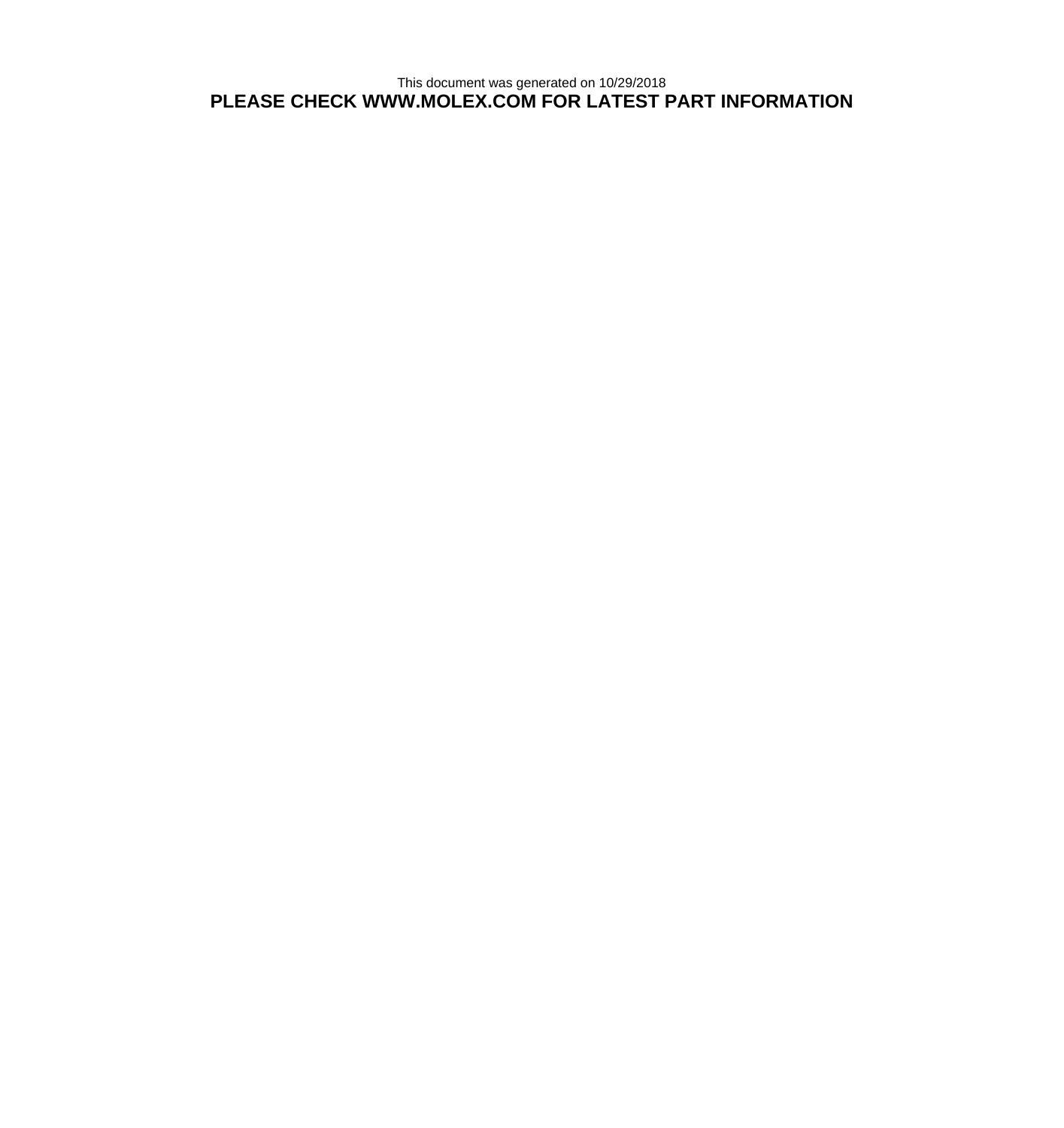This document was generated on 10/29/2018

**PLEASE CHECK WWW.MOLEX.COM FOR LATEST PART INFORMATION**